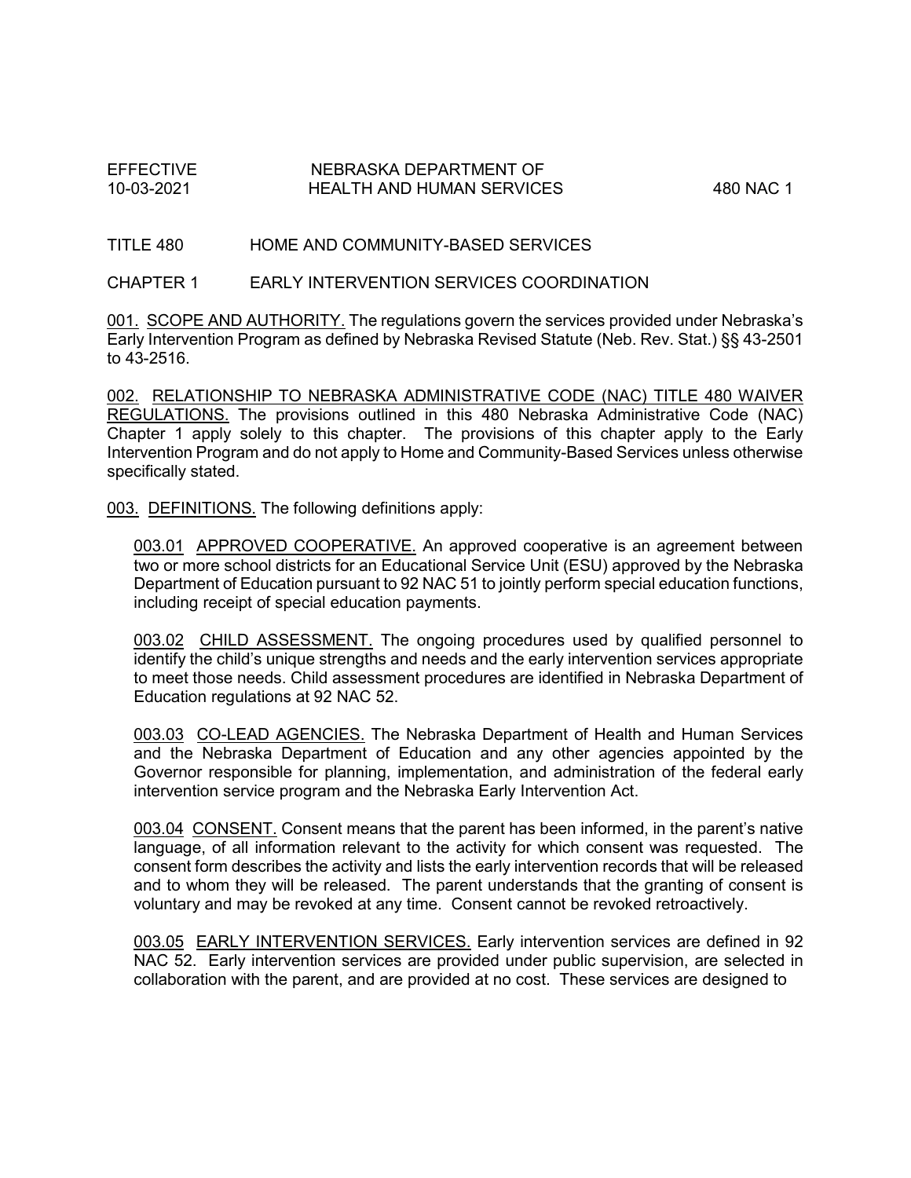TITLE 480 HOME AND COMMUNITY-BASED SERVICES

CHAPTER 1 EARLY INTERVENTION SERVICES COORDINATION

001. SCOPE AND AUTHORITY. The regulations govern the services provided under Nebraska's Early Intervention Program as defined by Nebraska Revised Statute (Neb. Rev. Stat.) §§ 43-2501 to 43-2516.

002. RELATIONSHIP TO NEBRASKA ADMINISTRATIVE CODE (NAC) TITLE 480 WAIVER REGULATIONS. The provisions outlined in this 480 Nebraska Administrative Code (NAC) Chapter 1 apply solely to this chapter. The provisions of this chapter apply to the Early Intervention Program and do not apply to Home and Community-Based Services unless otherwise specifically stated.

003. DEFINITIONS. The following definitions apply:

003.01 APPROVED COOPERATIVE. An approved cooperative is an agreement between two or more school districts for an Educational Service Unit (ESU) approved by the Nebraska Department of Education pursuant to 92 NAC 51 to jointly perform special education functions, including receipt of special education payments.

003.02 CHILD ASSESSMENT. The ongoing procedures used by qualified personnel to identify the child's unique strengths and needs and the early intervention services appropriate to meet those needs. Child assessment procedures are identified in Nebraska Department of Education regulations at 92 NAC 52.

003.03 CO-LEAD AGENCIES. The Nebraska Department of Health and Human Services and the Nebraska Department of Education and any other agencies appointed by the Governor responsible for planning, implementation, and administration of the federal early intervention service program and the Nebraska Early Intervention Act.

003.04 CONSENT. Consent means that the parent has been informed, in the parent's native language, of all information relevant to the activity for which consent was requested. The consent form describes the activity and lists the early intervention records that will be released and to whom they will be released. The parent understands that the granting of consent is voluntary and may be revoked at any time. Consent cannot be revoked retroactively.

003.05 EARLY INTERVENTION SERVICES. Early intervention services are defined in 92 NAC 52. Early intervention services are provided under public supervision, are selected in collaboration with the parent, and are provided at no cost. These services are designed to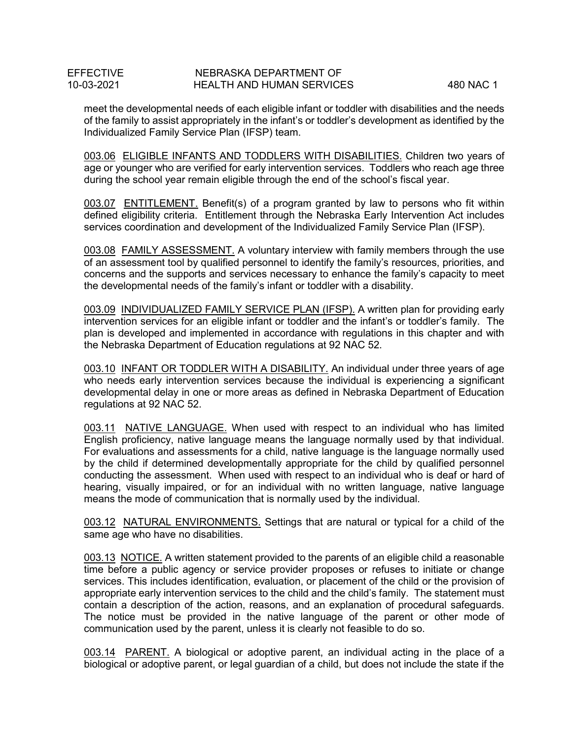meet the developmental needs of each eligible infant or toddler with disabilities and the needs of the family to assist appropriately in the infant's or toddler's development as identified by the Individualized Family Service Plan (IFSP) team.

003.06 ELIGIBLE INFANTS AND TODDLERS WITH DISABILITIES. Children two years of age or younger who are verified for early intervention services. Toddlers who reach age three during the school year remain eligible through the end of the school's fiscal year.

003.07 ENTITLEMENT. Benefit(s) of a program granted by law to persons who fit within defined eligibility criteria. Entitlement through the Nebraska Early Intervention Act includes services coordination and development of the Individualized Family Service Plan (IFSP).

003.08 FAMILY ASSESSMENT. A voluntary interview with family members through the use of an assessment tool by qualified personnel to identify the family's resources, priorities, and concerns and the supports and services necessary to enhance the family's capacity to meet the developmental needs of the family's infant or toddler with a disability.

003.09 INDIVIDUALIZED FAMILY SERVICE PLAN (IFSP). A written plan for providing early intervention services for an eligible infant or toddler and the infant's or toddler's family. The plan is developed and implemented in accordance with regulations in this chapter and with the Nebraska Department of Education regulations at 92 NAC 52.

003.10 INFANT OR TODDLER WITH A DISABILITY. An individual under three years of age who needs early intervention services because the individual is experiencing a significant developmental delay in one or more areas as defined in Nebraska Department of Education regulations at 92 NAC 52.

003.11 NATIVE LANGUAGE. When used with respect to an individual who has limited English proficiency, native language means the language normally used by that individual. For evaluations and assessments for a child, native language is the language normally used by the child if determined developmentally appropriate for the child by qualified personnel conducting the assessment. When used with respect to an individual who is deaf or hard of hearing, visually impaired, or for an individual with no written language, native language means the mode of communication that is normally used by the individual.

003.12 NATURAL ENVIRONMENTS. Settings that are natural or typical for a child of the same age who have no disabilities.

003.13 NOTICE. A written statement provided to the parents of an eligible child a reasonable time before a public agency or service provider proposes or refuses to initiate or change services. This includes identification, evaluation, or placement of the child or the provision of appropriate early intervention services to the child and the child's family. The statement must contain a description of the action, reasons, and an explanation of procedural safeguards. The notice must be provided in the native language of the parent or other mode of communication used by the parent, unless it is clearly not feasible to do so.

003.14 PARENT. A biological or adoptive parent, an individual acting in the place of a biological or adoptive parent, or legal guardian of a child, but does not include the state if the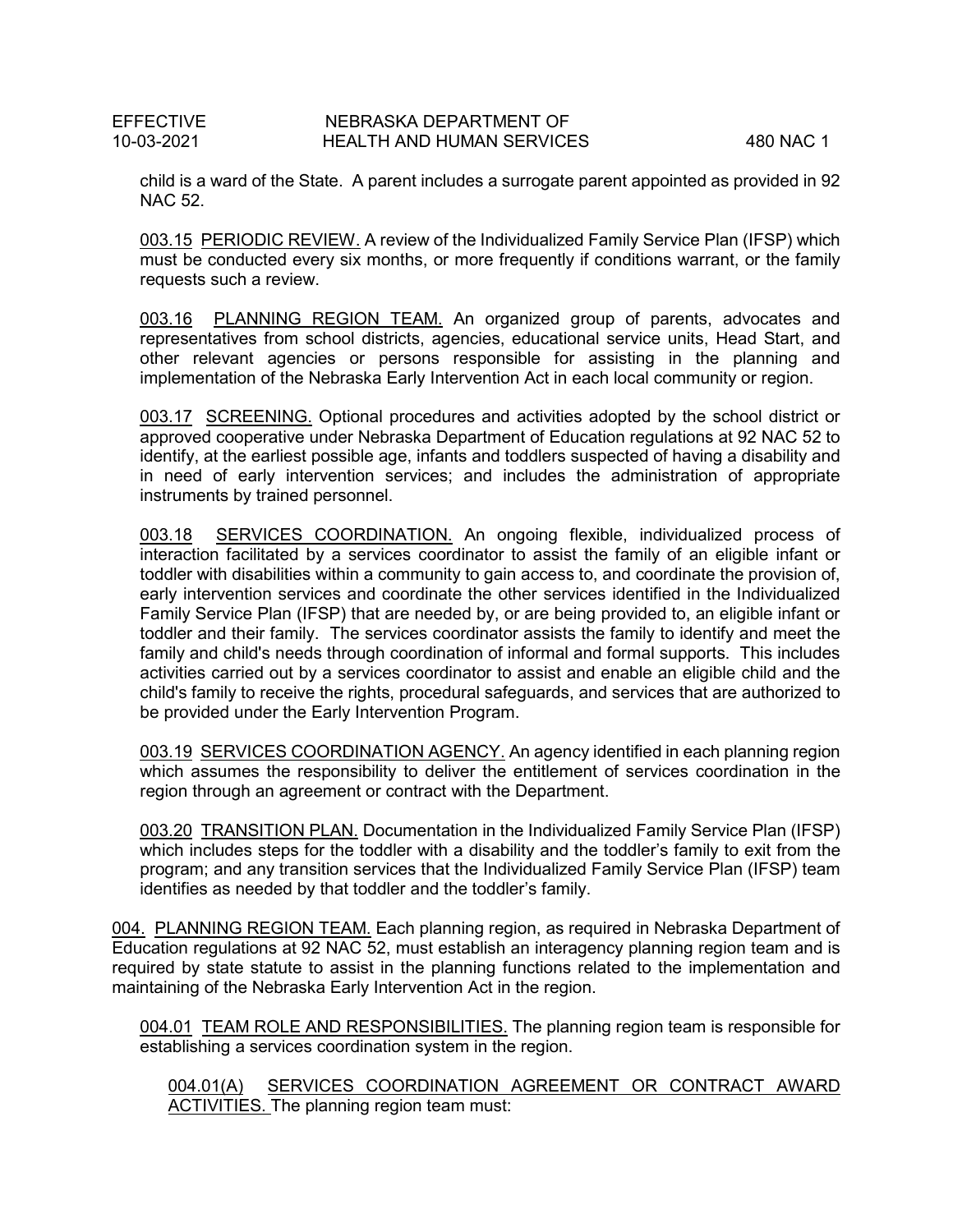child is a ward of the State. A parent includes a surrogate parent appointed as provided in 92 NAC 52.

003.15 PERIODIC REVIEW. A review of the Individualized Family Service Plan (IFSP) which must be conducted every six months, or more frequently if conditions warrant, or the family requests such a review.

003.16 PLANNING REGION TEAM. An organized group of parents, advocates and representatives from school districts, agencies, educational service units, Head Start, and other relevant agencies or persons responsible for assisting in the planning and implementation of the Nebraska Early Intervention Act in each local community or region.

003.17 SCREENING. Optional procedures and activities adopted by the school district or approved cooperative under Nebraska Department of Education regulations at 92 NAC 52 to identify, at the earliest possible age, infants and toddlers suspected of having a disability and in need of early intervention services; and includes the administration of appropriate instruments by trained personnel.

003.18 SERVICES COORDINATION. An ongoing flexible, individualized process of interaction facilitated by a services coordinator to assist the family of an eligible infant or toddler with disabilities within a community to gain access to, and coordinate the provision of, early intervention services and coordinate the other services identified in the Individualized Family Service Plan (IFSP) that are needed by, or are being provided to, an eligible infant or toddler and their family. The services coordinator assists the family to identify and meet the family and child's needs through coordination of informal and formal supports. This includes activities carried out by a services coordinator to assist and enable an eligible child and the child's family to receive the rights, procedural safeguards, and services that are authorized to be provided under the Early Intervention Program.

003.19 SERVICES COORDINATION AGENCY. An agency identified in each planning region which assumes the responsibility to deliver the entitlement of services coordination in the region through an agreement or contract with the Department.

003.20 TRANSITION PLAN. Documentation in the Individualized Family Service Plan (IFSP) which includes steps for the toddler with a disability and the toddler's family to exit from the program; and any transition services that the Individualized Family Service Plan (IFSP) team identifies as needed by that toddler and the toddler's family.

004. PLANNING REGION TEAM. Each planning region, as required in Nebraska Department of Education regulations at 92 NAC 52, must establish an interagency planning region team and is required by state statute to assist in the planning functions related to the implementation and maintaining of the Nebraska Early Intervention Act in the region.

004.01 TEAM ROLE AND RESPONSIBILITIES. The planning region team is responsible for establishing a services coordination system in the region.

004.01(A) SERVICES COORDINATION AGREEMENT OR CONTRACT AWARD ACTIVITIES. The planning region team must: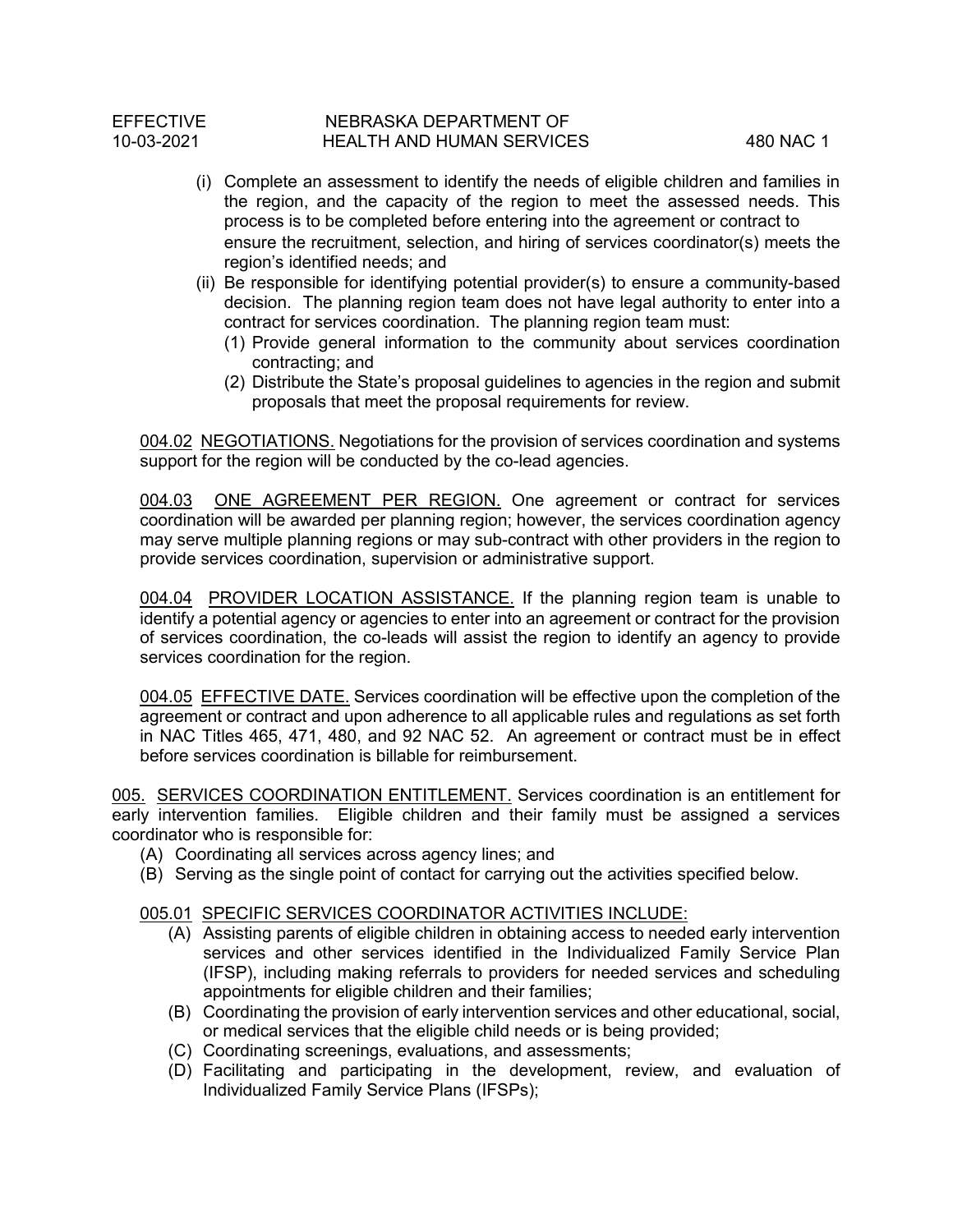(i) Complete an assessment to identify the needs of eligible children and families in the region, and the capacity of the region to meet the assessed needs. This process is to be completed before entering into the agreement or contract to ensure the recruitment, selection, and hiring of services coordinator(s) meets the region's identified needs; and
(ii) Be responsible for identifying potential provider(s) to ensure a community-based decision. The planning region team does not have legal authority to enter into a contract for services coordination. The planning region team must:
    (1) Provide general information to the community about services coordination contracting; and
    (2) Distribute the State's proposal guidelines to agencies in the region and submit proposals that meet the proposal requirements for review.

004.02 NEGOTIATIONS. Negotiations for the provision of services coordination and systems support for the region will be conducted by the co-lead agencies.

004.03 ONE AGREEMENT PER REGION. One agreement or contract for services coordination will be awarded per planning region; however, the services coordination agency may serve multiple planning regions or may sub-contract with other providers in the region to provide services coordination, supervision or administrative support.

004.04 PROVIDER LOCATION ASSISTANCE. If the planning region team is unable to identify a potential agency or agencies to enter into an agreement or contract for the provision of services coordination, the co-leads will assist the region to identify an agency to provide services coordination for the region.

004.05 EFFECTIVE DATE. Services coordination will be effective upon the completion of the agreement or contract and upon adherence to all applicable rules and regulations as set forth in NAC Titles 465, 471, 480, and 92 NAC 52. An agreement or contract must be in effect before services coordination is billable for reimbursement.

005. SERVICES COORDINATION ENTITLEMENT. Services coordination is an entitlement for early intervention families. Eligible children and their family must be assigned a services coordinator who is responsible for:

(A) Coordinating all services across agency lines; and
(B) Serving as the single point of contact for carrying out the activities specified below.

005.01 SPECIFIC SERVICES COORDINATOR ACTIVITIES INCLUDE:

(A) Assisting parents of eligible children in obtaining access to needed early intervention services and other services identified in the Individualized Family Service Plan (IFSP), including making referrals to providers for needed services and scheduling appointments for eligible children and their families;
(B) Coordinating the provision of early intervention services and other educational, social, or medical services that the eligible child needs or is being provided;
(C) Coordinating screenings, evaluations, and assessments;
(D) Facilitating and participating in the development, review, and evaluation of Individualized Family Service Plans (IFSPs);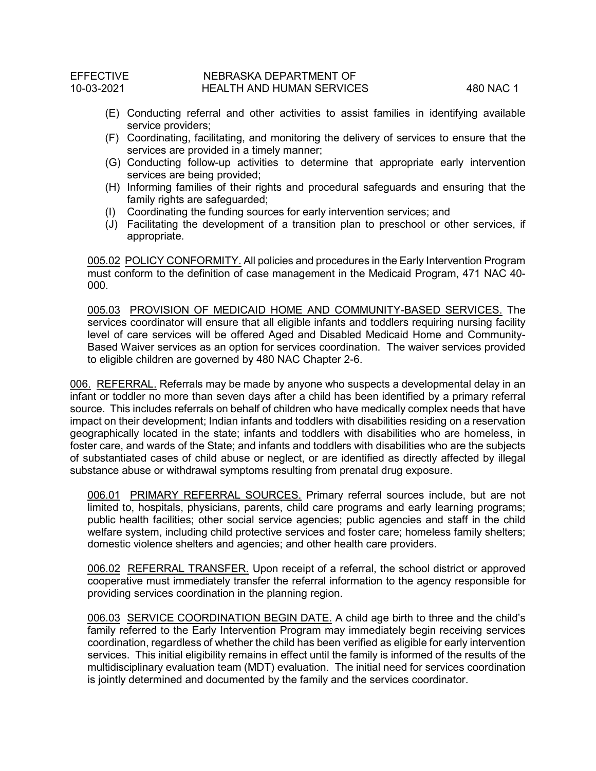(E) Conducting referral and other activities to assist families in identifying available service providers;
(F) Coordinating, facilitating, and monitoring the delivery of services to ensure that the services are provided in a timely manner;
(G) Conducting follow-up activities to determine that appropriate early intervention services are being provided;
(H) Informing families of their rights and procedural safeguards and ensuring that the family rights are safeguarded;
(I) Coordinating the funding sources for early intervention services; and
(J) Facilitating the development of a transition plan to preschool or other services, if appropriate.

005.02 POLICY CONFORMITY. All policies and procedures in the Early Intervention Program must conform to the definition of case management in the Medicaid Program, 471 NAC 40-000.

005.03 PROVISION OF MEDICAID HOME AND COMMUNITY-BASED SERVICES. The services coordinator will ensure that all eligible infants and toddlers requiring nursing facility level of care services will be offered Aged and Disabled Medicaid Home and Community-Based Waiver services as an option for services coordination. The waiver services provided to eligible children are governed by 480 NAC Chapter 2-6.

006. REFERRAL. Referrals may be made by anyone who suspects a developmental delay in an infant or toddler no more than seven days after a child has been identified by a primary referral source. This includes referrals on behalf of children who have medically complex needs that have impact on their development; Indian infants and toddlers with disabilities residing on a reservation geographically located in the state; infants and toddlers with disabilities who are homeless, in foster care, and wards of the State; and infants and toddlers with disabilities who are the subjects of substantiated cases of child abuse or neglect, or are identified as directly affected by illegal substance abuse or withdrawal symptoms resulting from prenatal drug exposure.

006.01 PRIMARY REFERRAL SOURCES. Primary referral sources include, but are not limited to, hospitals, physicians, parents, child care programs and early learning programs; public health facilities; other social service agencies; public agencies and staff in the child welfare system, including child protective services and foster care; homeless family shelters; domestic violence shelters and agencies; and other health care providers.

006.02 REFERRAL TRANSFER. Upon receipt of a referral, the school district or approved cooperative must immediately transfer the referral information to the agency responsible for providing services coordination in the planning region.

006.03 SERVICE COORDINATION BEGIN DATE. A child age birth to three and the child's family referred to the Early Intervention Program may immediately begin receiving services coordination, regardless of whether the child has been verified as eligible for early intervention services. This initial eligibility remains in effect until the family is informed of the results of the multidisciplinary evaluation team (MDT) evaluation. The initial need for services coordination is jointly determined and documented by the family and the services coordinator.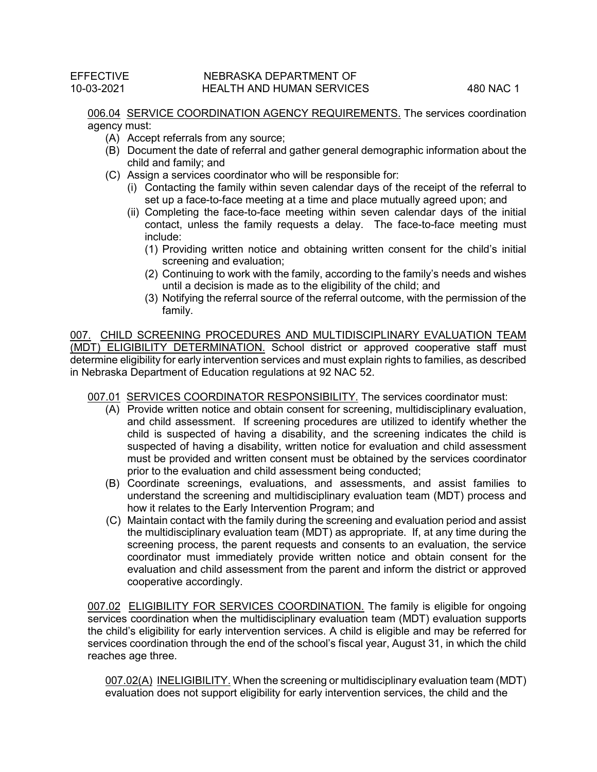006.04 SERVICE COORDINATION AGENCY REQUIREMENTS. The services coordination agency must:

- (A) Accept referrals from any source;
- (B) Document the date of referral and gather general demographic information about the child and family; and
- (C) Assign a services coordinator who will be responsible for:
  - (i) Contacting the family within seven calendar days of the receipt of the referral to set up a face-to-face meeting at a time and place mutually agreed upon; and
  - (ii) Completing the face-to-face meeting within seven calendar days of the initial contact, unless the family requests a delay. The face-to-face meeting must include:
    - (1) Providing written notice and obtaining written consent for the child's initial screening and evaluation;
    - (2) Continuing to work with the family, according to the family's needs and wishes until a decision is made as to the eligibility of the child; and
    - (3) Notifying the referral source of the referral outcome, with the permission of the family.

007. CHILD SCREENING PROCEDURES AND MULTIDISCIPLINARY EVALUATION TEAM (MDT) ELIGIBILITY DETERMINATION. School district or approved cooperative staff must determine eligibility for early intervention services and must explain rights to families, as described in Nebraska Department of Education regulations at 92 NAC 52.

007.01 SERVICES COORDINATOR RESPONSIBILITY. The services coordinator must:

- (A) Provide written notice and obtain consent for screening, multidisciplinary evaluation, and child assessment. If screening procedures are utilized to identify whether the child is suspected of having a disability, and the screening indicates the child is suspected of having a disability, written notice for evaluation and child assessment must be provided and written consent must be obtained by the services coordinator prior to the evaluation and child assessment being conducted;
- (B) Coordinate screenings, evaluations, and assessments, and assist families to understand the screening and multidisciplinary evaluation team (MDT) process and how it relates to the Early Intervention Program; and
- (C) Maintain contact with the family during the screening and evaluation period and assist the multidisciplinary evaluation team (MDT) as appropriate. If, at any time during the screening process, the parent requests and consents to an evaluation, the service coordinator must immediately provide written notice and obtain consent for the evaluation and child assessment from the parent and inform the district or approved cooperative accordingly.

007.02 ELIGIBILITY FOR SERVICES COORDINATION. The family is eligible for ongoing services coordination when the multidisciplinary evaluation team (MDT) evaluation supports the child's eligibility for early intervention services. A child is eligible and may be referred for services coordination through the end of the school's fiscal year, August 31, in which the child reaches age three.

007.02(A) INELIGIBILITY. When the screening or multidisciplinary evaluation team (MDT) evaluation does not support eligibility for early intervention services, the child and the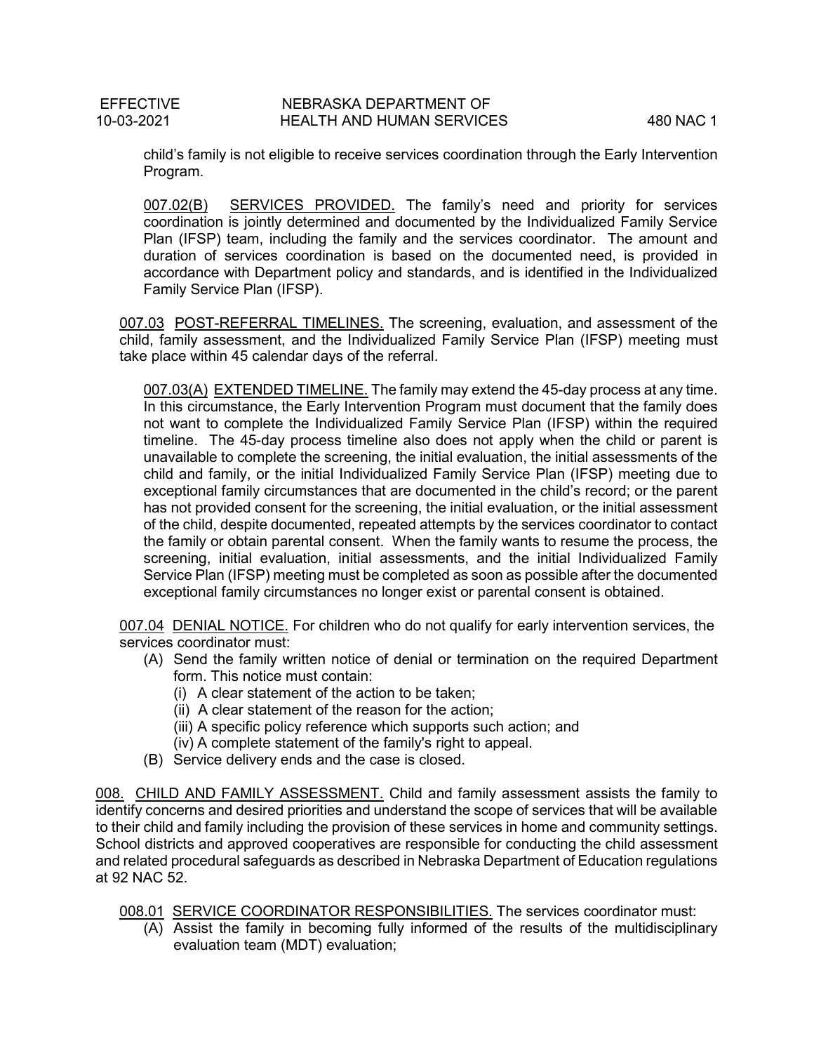child's family is not eligible to receive services coordination through the Early Intervention Program.

<u>007.02(B)</u> <u>SERVICES PROVIDED.</u> The family's need and priority for services coordination is jointly determined and documented by the Individualized Family Service Plan (IFSP) team, including the family and the services coordinator. The amount and duration of services coordination is based on the documented need, is provided in accordance with Department policy and standards, and is identified in the Individualized Family Service Plan (IFSP).

<u>007.03</u> <u>POST-REFERRAL TIMELINES.</u> The screening, evaluation, and assessment of the child, family assessment, and the Individualized Family Service Plan (IFSP) meeting must take place within 45 calendar days of the referral.

<u>007.03(A)</u> <u>EXTENDED TIMELINE.</u> The family may extend the 45-day process at any time. In this circumstance, the Early Intervention Program must document that the family does not want to complete the Individualized Family Service Plan (IFSP) within the required timeline. The 45-day process timeline also does not apply when the child or parent is unavailable to complete the screening, the initial evaluation, the initial assessments of the child and family, or the initial Individualized Family Service Plan (IFSP) meeting due to exceptional family circumstances that are documented in the child's record; or the parent has not provided consent for the screening, the initial evaluation, or the initial assessment of the child, despite documented, repeated attempts by the services coordinator to contact the family or obtain parental consent. When the family wants to resume the process, the screening, initial evaluation, initial assessments, and the initial Individualized Family Service Plan (IFSP) meeting must be completed as soon as possible after the documented exceptional family circumstances no longer exist or parental consent is obtained.

<u>007.04</u> <u>DENIAL NOTICE.</u> For children who do not qualify for early intervention services, the services coordinator must:

(A) Send the family written notice of denial or termination on the required Department form. This notice must contain:
   (i) A clear statement of the action to be taken;
   (ii) A clear statement of the reason for the action;
   (iii) A specific policy reference which supports such action; and
   (iv) A complete statement of the family's right to appeal.

(B) Service delivery ends and the case is closed.

<u>008.</u> <u>CHILD AND FAMILY ASSESSMENT.</u> Child and family assessment assists the family to identify concerns and desired priorities and understand the scope of services that will be available to their child and family including the provision of these services in home and community settings. School districts and approved cooperatives are responsible for conducting the child assessment and related procedural safeguards as described in Nebraska Department of Education regulations at 92 NAC 52.

<u>008.01</u> <u>SERVICE COORDINATOR RESPONSIBILITIES.</u> The services coordinator must:

(A) Assist the family in becoming fully informed of the results of the multidisciplinary evaluation team (MDT) evaluation;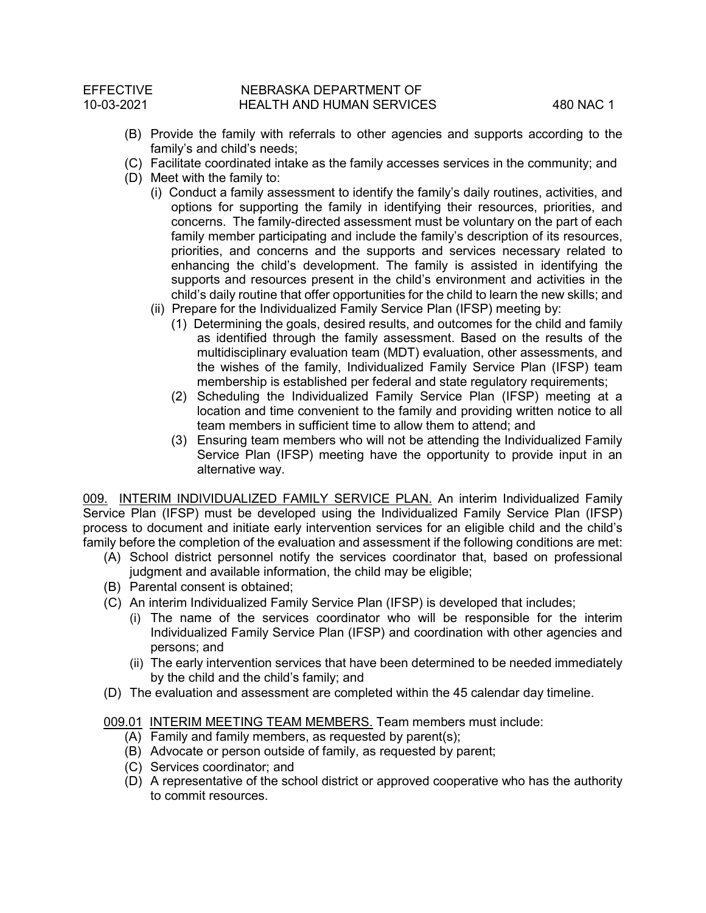(B) Provide the family with referrals to other agencies and supports according to the family's and child's needs;

(C) Facilitate coordinated intake as the family accesses services in the community; and

(D) Meet with the family to:

  (i) Conduct a family assessment to identify the family's daily routines, activities, and options for supporting the family in identifying their resources, priorities, and concerns. The family-directed assessment must be voluntary on the part of each family member participating and include the family's description of its resources, priorities, and concerns and the supports and services necessary related to enhancing the child's development. The family is assisted in identifying the supports and resources present in the child's environment and activities in the child's daily routine that offer opportunities for the child to learn the new skills; and

  (ii) Prepare for the Individualized Family Service Plan (IFSP) meeting by:

    (1) Determining the goals, desired results, and outcomes for the child and family as identified through the family assessment. Based on the results of the multidisciplinary evaluation team (MDT) evaluation, other assessments, and the wishes of the family, Individualized Family Service Plan (IFSP) team membership is established per federal and state regulatory requirements;

    (2) Scheduling the Individualized Family Service Plan (IFSP) meeting at a location and time convenient to the family and providing written notice to all team members in sufficient time to allow them to attend; and

    (3) Ensuring team members who will not be attending the Individualized Family Service Plan (IFSP) meeting have the opportunity to provide input in an alternative way.

<u>009.</u> <u>INTERIM INDIVIDUALIZED FAMILY SERVICE PLAN.</u> An interim Individualized Family Service Plan (IFSP) must be developed using the Individualized Family Service Plan (IFSP) process to document and initiate early intervention services for an eligible child and the child's family before the completion of the evaluation and assessment if the following conditions are met:

(A) School district personnel notify the services coordinator that, based on professional judgment and available information, the child may be eligible;

(B) Parental consent is obtained;

(C) An interim Individualized Family Service Plan (IFSP) is developed that includes;

  (i) The name of the services coordinator who will be responsible for the interim Individualized Family Service Plan (IFSP) and coordination with other agencies and persons; and

  (ii) The early intervention services that have been determined to be needed immediately by the child and the child's family; and

(D) The evaluation and assessment are completed within the 45 calendar day timeline.

<u>009.01</u> <u>INTERIM MEETING TEAM MEMBERS.</u> Team members must include:

(A) Family and family members, as requested by parent(s);

(B) Advocate or person outside of family, as requested by parent;

(C) Services coordinator; and

(D) A representative of the school district or approved cooperative who has the authority to commit resources.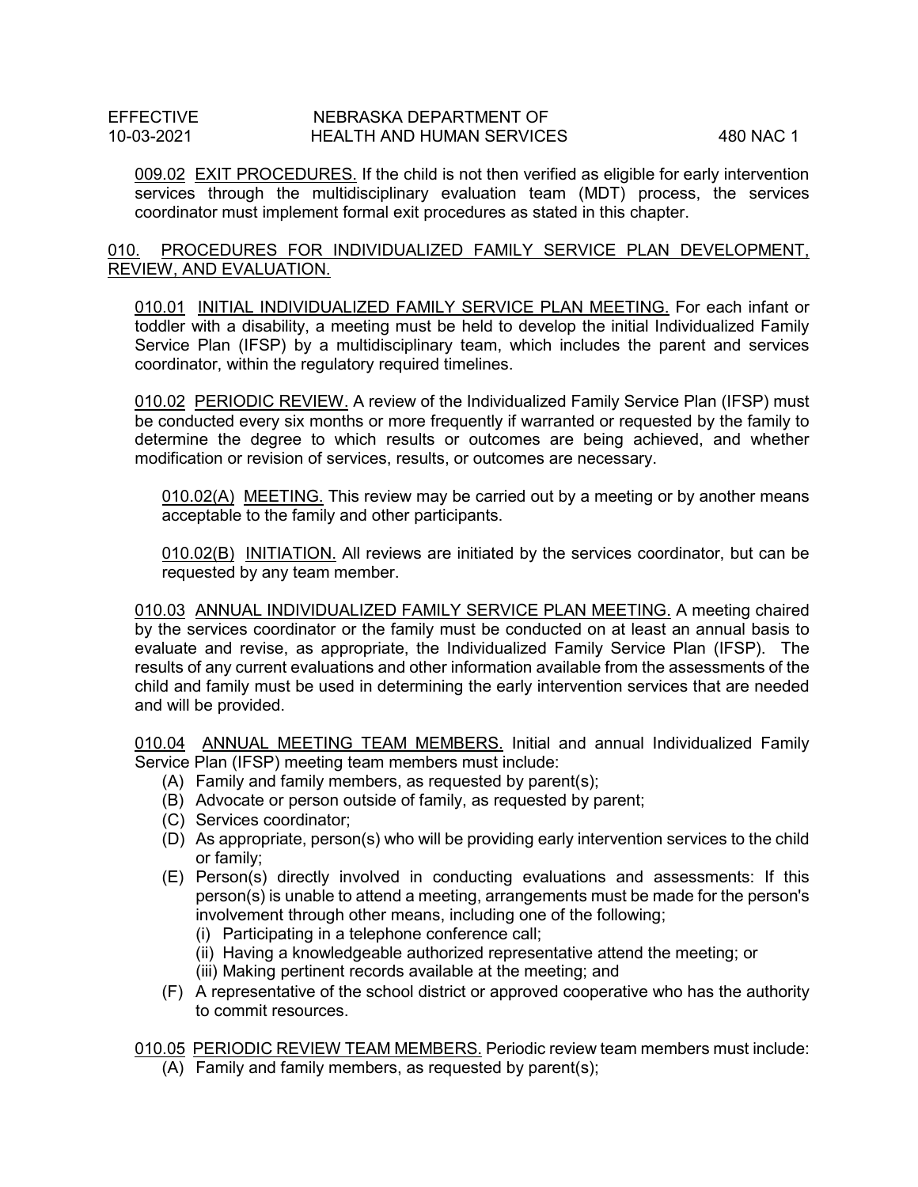009.02 EXIT PROCEDURES. If the child is not then verified as eligible for early intervention services through the multidisciplinary evaluation team (MDT) process, the services coordinator must implement formal exit procedures as stated in this chapter.

## 010. PROCEDURES FOR INDIVIDUALIZED FAMILY SERVICE PLAN DEVELOPMENT, REVIEW, AND EVALUATION.

010.01 INITIAL INDIVIDUALIZED FAMILY SERVICE PLAN MEETING. For each infant or toddler with a disability, a meeting must be held to develop the initial Individualized Family Service Plan (IFSP) by a multidisciplinary team, which includes the parent and services coordinator, within the regulatory required timelines.

010.02 PERIODIC REVIEW. A review of the Individualized Family Service Plan (IFSP) must be conducted every six months or more frequently if warranted or requested by the family to determine the degree to which results or outcomes are being achieved, and whether modification or revision of services, results, or outcomes are necessary.

010.02(A) MEETING. This review may be carried out by a meeting or by another means acceptable to the family and other participants.

010.02(B) INITIATION. All reviews are initiated by the services coordinator, but can be requested by any team member.

010.03 ANNUAL INDIVIDUALIZED FAMILY SERVICE PLAN MEETING. A meeting chaired by the services coordinator or the family must be conducted on at least an annual basis to evaluate and revise, as appropriate, the Individualized Family Service Plan (IFSP). The results of any current evaluations and other information available from the assessments of the child and family must be used in determining the early intervention services that are needed and will be provided.

010.04 ANNUAL MEETING TEAM MEMBERS. Initial and annual Individualized Family Service Plan (IFSP) meeting team members must include:

(A) Family and family members, as requested by parent(s);
(B) Advocate or person outside of family, as requested by parent;
(C) Services coordinator;
(D) As appropriate, person(s) who will be providing early intervention services to the child or family;
(E) Person(s) directly involved in conducting evaluations and assessments: If this person(s) is unable to attend a meeting, arrangements must be made for the person's involvement through other means, including one of the following;
  (i) Participating in a telephone conference call;
  (ii) Having a knowledgeable authorized representative attend the meeting; or
  (iii) Making pertinent records available at the meeting; and
(F) A representative of the school district or approved cooperative who has the authority to commit resources.

010.05 PERIODIC REVIEW TEAM MEMBERS. Periodic review team members must include:

(A) Family and family members, as requested by parent(s);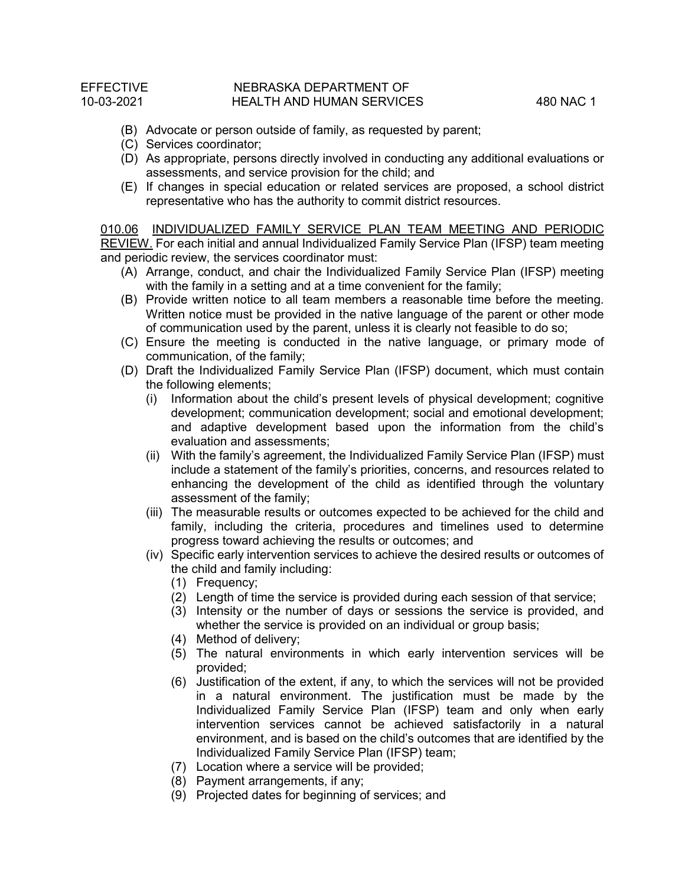(B) Advocate or person outside of family, as requested by parent;
(C) Services coordinator;
(D) As appropriate, persons directly involved in conducting any additional evaluations or assessments, and service provision for the child; and
(E) If changes in special education or related services are proposed, a school district representative who has the authority to commit district resources.

<u>010.06 INDIVIDUALIZED FAMILY SERVICE PLAN TEAM MEETING AND PERIODIC REVIEW.</u> For each initial and annual Individualized Family Service Plan (IFSP) team meeting and periodic review, the services coordinator must:

(A) Arrange, conduct, and chair the Individualized Family Service Plan (IFSP) meeting with the family in a setting and at a time convenient for the family;
(B) Provide written notice to all team members a reasonable time before the meeting. Written notice must be provided in the native language of the parent or other mode of communication used by the parent, unless it is clearly not feasible to do so;
(C) Ensure the meeting is conducted in the native language, or primary mode of communication, of the family;
(D) Draft the Individualized Family Service Plan (IFSP) document, which must contain the following elements;
   (i) Information about the child's present levels of physical development; cognitive development; communication development; social and emotional development; and adaptive development based upon the information from the child's evaluation and assessments;
   (ii) With the family's agreement, the Individualized Family Service Plan (IFSP) must include a statement of the family's priorities, concerns, and resources related to enhancing the development of the child as identified through the voluntary assessment of the family;
   (iii) The measurable results or outcomes expected to be achieved for the child and family, including the criteria, procedures and timelines used to determine progress toward achieving the results or outcomes; and
   (iv) Specific early intervention services to achieve the desired results or outcomes of the child and family including:
      (1) Frequency;
      (2) Length of time the service is provided during each session of that service;
      (3) Intensity or the number of days or sessions the service is provided, and whether the service is provided on an individual or group basis;
      (4) Method of delivery;
      (5) The natural environments in which early intervention services will be provided;
      (6) Justification of the extent, if any, to which the services will not be provided in a natural environment. The justification must be made by the Individualized Family Service Plan (IFSP) team and only when early intervention services cannot be achieved satisfactorily in a natural environment, and is based on the child's outcomes that are identified by the Individualized Family Service Plan (IFSP) team;
      (7) Location where a service will be provided;
      (8) Payment arrangements, if any;
      (9) Projected dates for beginning of services; and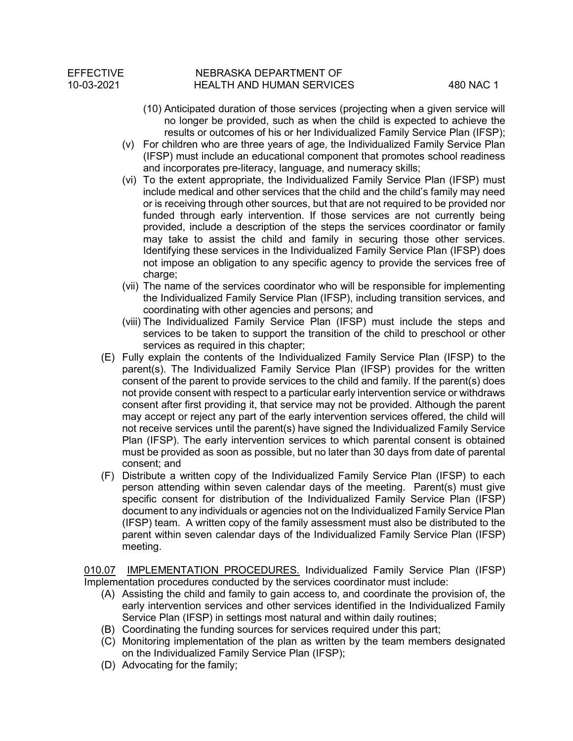(10) Anticipated duration of those services (projecting when a given service will no longer be provided, such as when the child is expected to achieve the results or outcomes of his or her Individualized Family Service Plan (IFSP);

(v) For children who are three years of age, the Individualized Family Service Plan (IFSP) must include an educational component that promotes school readiness and incorporates pre-literacy, language, and numeracy skills;

(vi) To the extent appropriate, the Individualized Family Service Plan (IFSP) must include medical and other services that the child and the child's family may need or is receiving through other sources, but that are not required to be provided nor funded through early intervention. If those services are not currently being provided, include a description of the steps the services coordinator or family may take to assist the child and family in securing those other services. Identifying these services in the Individualized Family Service Plan (IFSP) does not impose an obligation to any specific agency to provide the services free of charge;

(vii) The name of the services coordinator who will be responsible for implementing the Individualized Family Service Plan (IFSP), including transition services, and coordinating with other agencies and persons; and

(viii) The Individualized Family Service Plan (IFSP) must include the steps and services to be taken to support the transition of the child to preschool or other services as required in this chapter;

(E) Fully explain the contents of the Individualized Family Service Plan (IFSP) to the parent(s). The Individualized Family Service Plan (IFSP) provides for the written consent of the parent to provide services to the child and family. If the parent(s) does not provide consent with respect to a particular early intervention service or withdraws consent after first providing it, that service may not be provided. Although the parent may accept or reject any part of the early intervention services offered, the child will not receive services until the parent(s) have signed the Individualized Family Service Plan (IFSP). The early intervention services to which parental consent is obtained must be provided as soon as possible, but no later than 30 days from date of parental consent; and

(F) Distribute a written copy of the Individualized Family Service Plan (IFSP) to each person attending within seven calendar days of the meeting. Parent(s) must give specific consent for distribution of the Individualized Family Service Plan (IFSP) document to any individuals or agencies not on the Individualized Family Service Plan (IFSP) team. A written copy of the family assessment must also be distributed to the parent within seven calendar days of the Individualized Family Service Plan (IFSP) meeting.

010.07 IMPLEMENTATION PROCEDURES. Individualized Family Service Plan (IFSP) Implementation procedures conducted by the services coordinator must include:

(A) Assisting the child and family to gain access to, and coordinate the provision of, the early intervention services and other services identified in the Individualized Family Service Plan (IFSP) in settings most natural and within daily routines;

(B) Coordinating the funding sources for services required under this part;

(C) Monitoring implementation of the plan as written by the team members designated on the Individualized Family Service Plan (IFSP);

(D) Advocating for the family;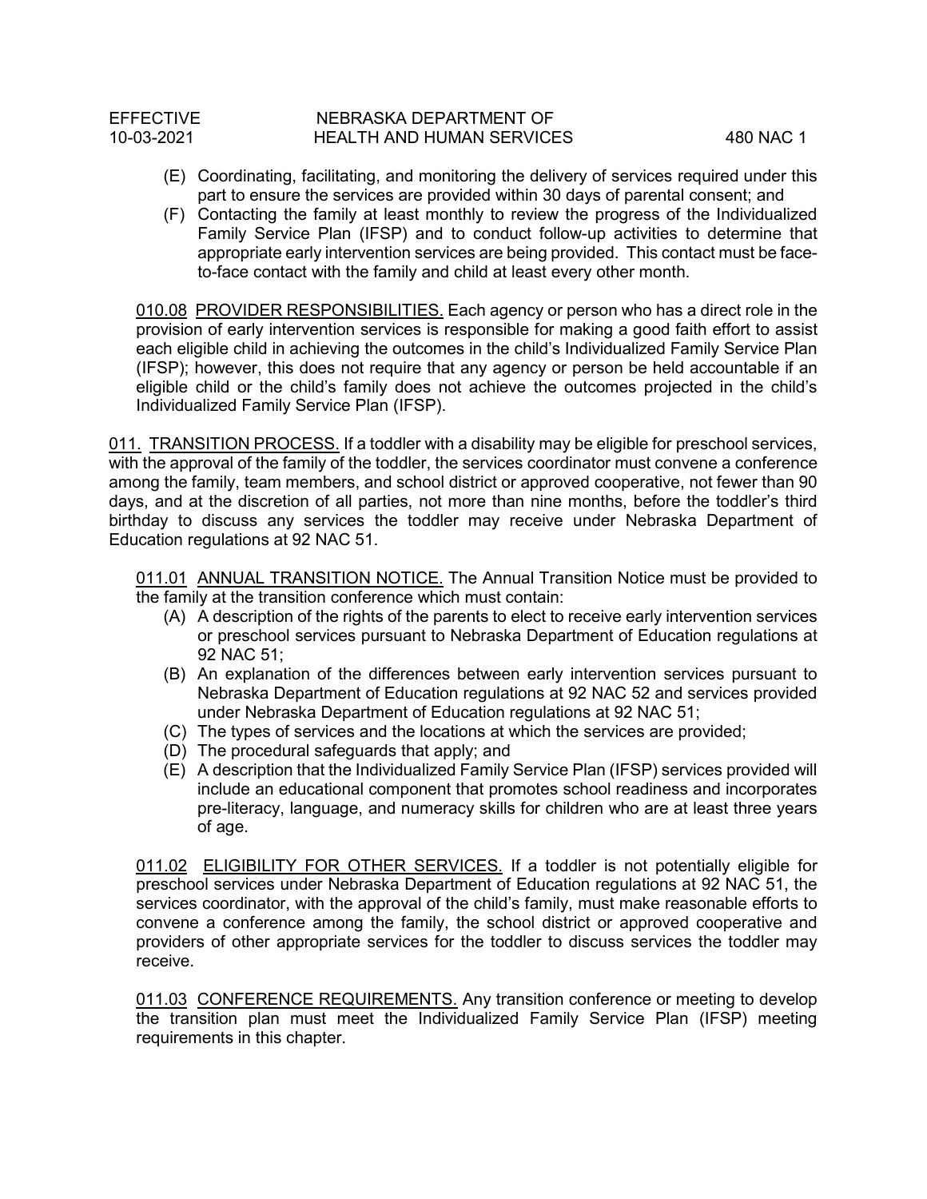(E) Coordinating, facilitating, and monitoring the delivery of services required under this part to ensure the services are provided within 30 days of parental consent; and

(F) Contacting the family at least monthly to review the progress of the Individualized Family Service Plan (IFSP) and to conduct follow-up activities to determine that appropriate early intervention services are being provided. This contact must be face-to-face contact with the family and child at least every other month.

010.08 PROVIDER RESPONSIBILITIES. Each agency or person who has a direct role in the provision of early intervention services is responsible for making a good faith effort to assist each eligible child in achieving the outcomes in the child's Individualized Family Service Plan (IFSP); however, this does not require that any agency or person be held accountable if an eligible child or the child's family does not achieve the outcomes projected in the child's Individualized Family Service Plan (IFSP).

011. TRANSITION PROCESS. If a toddler with a disability may be eligible for preschool services, with the approval of the family of the toddler, the services coordinator must convene a conference among the family, team members, and school district or approved cooperative, not fewer than 90 days, and at the discretion of all parties, not more than nine months, before the toddler's third birthday to discuss any services the toddler may receive under Nebraska Department of Education regulations at 92 NAC 51.

011.01 ANNUAL TRANSITION NOTICE. The Annual Transition Notice must be provided to the family at the transition conference which must contain:

(A) A description of the rights of the parents to elect to receive early intervention services or preschool services pursuant to Nebraska Department of Education regulations at 92 NAC 51;

(B) An explanation of the differences between early intervention services pursuant to Nebraska Department of Education regulations at 92 NAC 52 and services provided under Nebraska Department of Education regulations at 92 NAC 51;

(C) The types of services and the locations at which the services are provided;

(D) The procedural safeguards that apply; and

(E) A description that the Individualized Family Service Plan (IFSP) services provided will include an educational component that promotes school readiness and incorporates pre-literacy, language, and numeracy skills for children who are at least three years of age.

011.02 ELIGIBILITY FOR OTHER SERVICES. If a toddler is not potentially eligible for preschool services under Nebraska Department of Education regulations at 92 NAC 51, the services coordinator, with the approval of the child's family, must make reasonable efforts to convene a conference among the family, the school district or approved cooperative and providers of other appropriate services for the toddler to discuss services the toddler may receive.

011.03 CONFERENCE REQUIREMENTS. Any transition conference or meeting to develop the transition plan must meet the Individualized Family Service Plan (IFSP) meeting requirements in this chapter.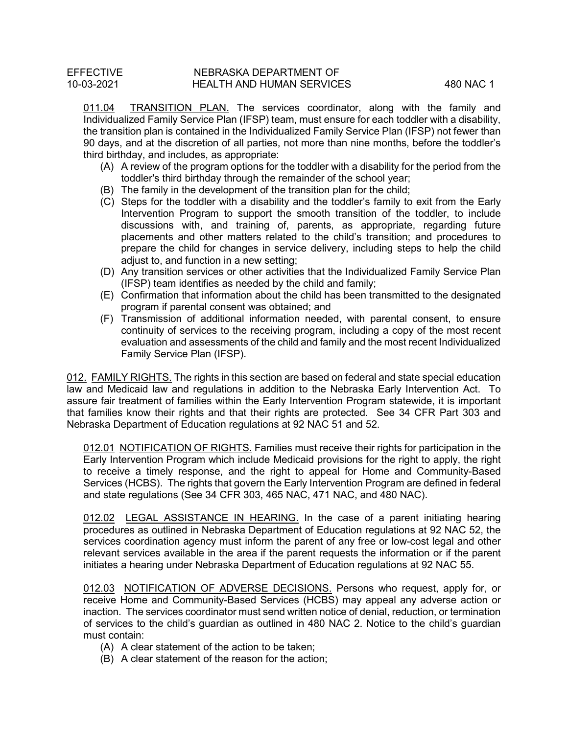011.04 TRANSITION PLAN. The services coordinator, along with the family and Individualized Family Service Plan (IFSP) team, must ensure for each toddler with a disability, the transition plan is contained in the Individualized Family Service Plan (IFSP) not fewer than 90 days, and at the discretion of all parties, not more than nine months, before the toddler's third birthday, and includes, as appropriate:

(A) A review of the program options for the toddler with a disability for the period from the toddler's third birthday through the remainder of the school year;
(B) The family in the development of the transition plan for the child;
(C) Steps for the toddler with a disability and the toddler's family to exit from the Early Intervention Program to support the smooth transition of the toddler, to include discussions with, and training of, parents, as appropriate, regarding future placements and other matters related to the child's transition; and procedures to prepare the child for changes in service delivery, including steps to help the child adjust to, and function in a new setting;
(D) Any transition services or other activities that the Individualized Family Service Plan (IFSP) team identifies as needed by the child and family;
(E) Confirmation that information about the child has been transmitted to the designated program if parental consent was obtained; and
(F) Transmission of additional information needed, with parental consent, to ensure continuity of services to the receiving program, including a copy of the most recent evaluation and assessments of the child and family and the most recent Individualized Family Service Plan (IFSP).

012. FAMILY RIGHTS. The rights in this section are based on federal and state special education law and Medicaid law and regulations in addition to the Nebraska Early Intervention Act. To assure fair treatment of families within the Early Intervention Program statewide, it is important that families know their rights and that their rights are protected. See 34 CFR Part 303 and Nebraska Department of Education regulations at 92 NAC 51 and 52.

012.01 NOTIFICATION OF RIGHTS. Families must receive their rights for participation in the Early Intervention Program which include Medicaid provisions for the right to apply, the right to receive a timely response, and the right to appeal for Home and Community-Based Services (HCBS). The rights that govern the Early Intervention Program are defined in federal and state regulations (See 34 CFR 303, 465 NAC, 471 NAC, and 480 NAC).

012.02 LEGAL ASSISTANCE IN HEARING. In the case of a parent initiating hearing procedures as outlined in Nebraska Department of Education regulations at 92 NAC 52, the services coordination agency must inform the parent of any free or low-cost legal and other relevant services available in the area if the parent requests the information or if the parent initiates a hearing under Nebraska Department of Education regulations at 92 NAC 55.

012.03 NOTIFICATION OF ADVERSE DECISIONS. Persons who request, apply for, or receive Home and Community-Based Services (HCBS) may appeal any adverse action or inaction. The services coordinator must send written notice of denial, reduction, or termination of services to the child's guardian as outlined in 480 NAC 2. Notice to the child's guardian must contain:

(A) A clear statement of the action to be taken;
(B) A clear statement of the reason for the action;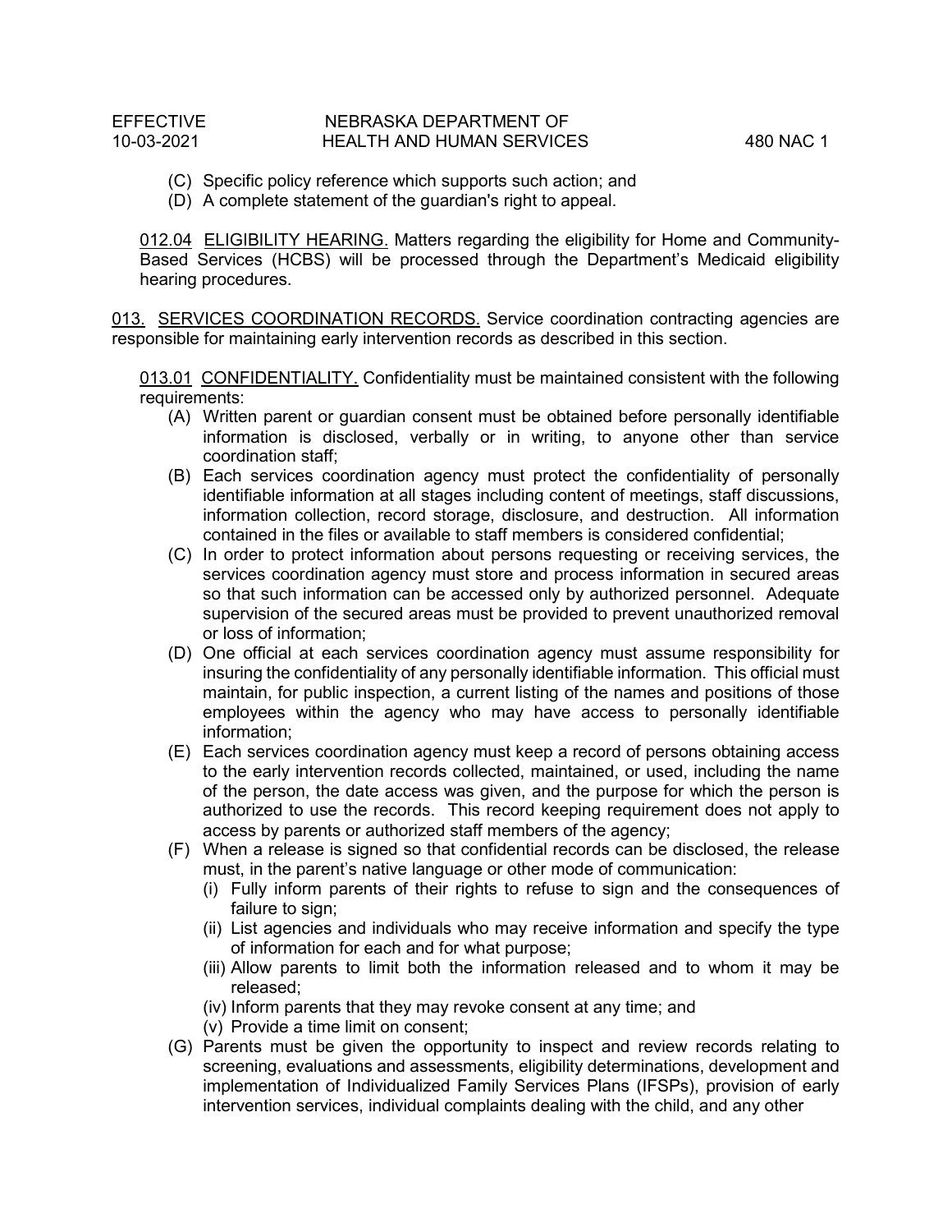(C) Specific policy reference which supports such action; and
(D) A complete statement of the guardian's right to appeal.

012.04 ELIGIBILITY HEARING. Matters regarding the eligibility for Home and Community-Based Services (HCBS) will be processed through the Department's Medicaid eligibility hearing procedures.

013. SERVICES COORDINATION RECORDS. Service coordination contracting agencies are responsible for maintaining early intervention records as described in this section.

013.01 CONFIDENTIALITY. Confidentiality must be maintained consistent with the following requirements:

(A) Written parent or guardian consent must be obtained before personally identifiable information is disclosed, verbally or in writing, to anyone other than service coordination staff;
(B) Each services coordination agency must protect the confidentiality of personally identifiable information at all stages including content of meetings, staff discussions, information collection, record storage, disclosure, and destruction. All information contained in the files or available to staff members is considered confidential;
(C) In order to protect information about persons requesting or receiving services, the services coordination agency must store and process information in secured areas so that such information can be accessed only by authorized personnel. Adequate supervision of the secured areas must be provided to prevent unauthorized removal or loss of information;
(D) One official at each services coordination agency must assume responsibility for insuring the confidentiality of any personally identifiable information. This official must maintain, for public inspection, a current listing of the names and positions of those employees within the agency who may have access to personally identifiable information;
(E) Each services coordination agency must keep a record of persons obtaining access to the early intervention records collected, maintained, or used, including the name of the person, the date access was given, and the purpose for which the person is authorized to use the records. This record keeping requirement does not apply to access by parents or authorized staff members of the agency;
(F) When a release is signed so that confidential records can be disclosed, the release must, in the parent's native language or other mode of communication:
    (i) Fully inform parents of their rights to refuse to sign and the consequences of failure to sign;
    (ii) List agencies and individuals who may receive information and specify the type of information for each and for what purpose;
    (iii) Allow parents to limit both the information released and to whom it may be released;
    (iv) Inform parents that they may revoke consent at any time; and
    (v) Provide a time limit on consent;
(G) Parents must be given the opportunity to inspect and review records relating to screening, evaluations and assessments, eligibility determinations, development and implementation of Individualized Family Services Plans (IFSPs), provision of early intervention services, individual complaints dealing with the child, and any other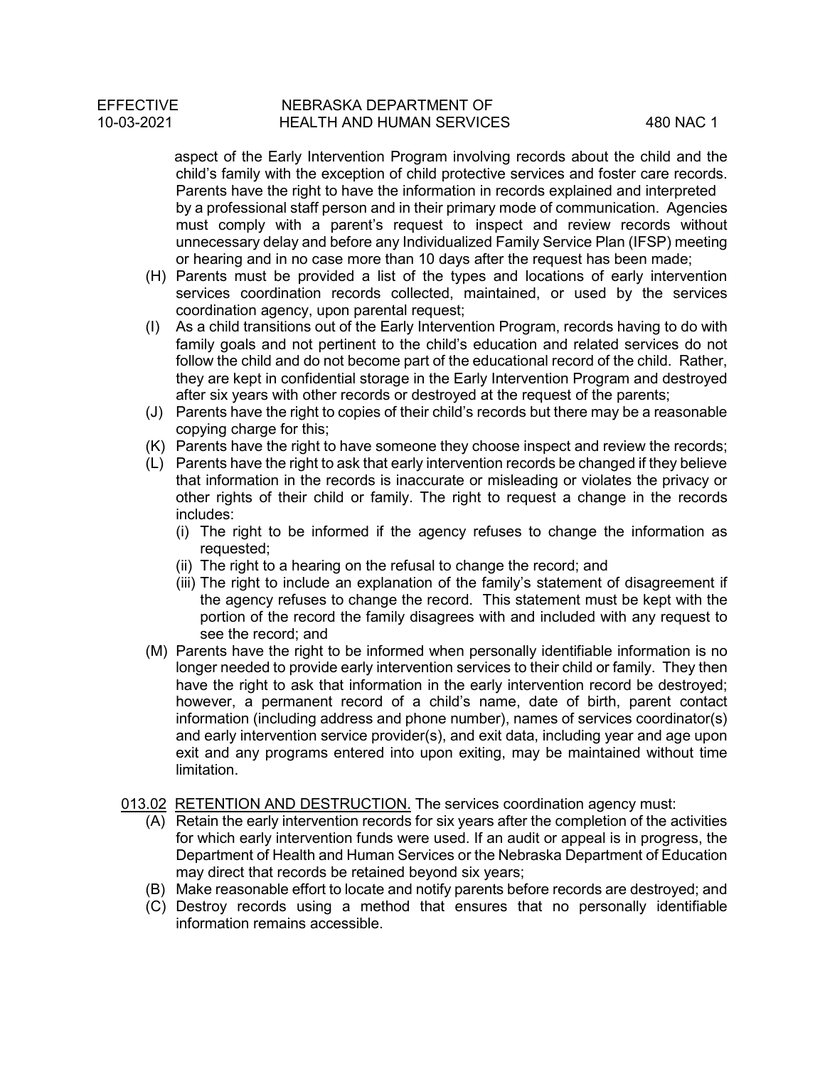aspect of the Early Intervention Program involving records about the child and the child's family with the exception of child protective services and foster care records. Parents have the right to have the information in records explained and interpreted by a professional staff person and in their primary mode of communication. Agencies must comply with a parent's request to inspect and review records without unnecessary delay and before any Individualized Family Service Plan (IFSP) meeting or hearing and in no case more than 10 days after the request has been made;

(H) Parents must be provided a list of the types and locations of early intervention services coordination records collected, maintained, or used by the services coordination agency, upon parental request;

(I) As a child transitions out of the Early Intervention Program, records having to do with family goals and not pertinent to the child's education and related services do not follow the child and do not become part of the educational record of the child. Rather, they are kept in confidential storage in the Early Intervention Program and destroyed after six years with other records or destroyed at the request of the parents;

(J) Parents have the right to copies of their child's records but there may be a reasonable copying charge for this;

(K) Parents have the right to have someone they choose inspect and review the records;

(L) Parents have the right to ask that early intervention records be changed if they believe that information in the records is inaccurate or misleading or violates the privacy or other rights of their child or family. The right to request a change in the records includes:

(i) The right to be informed if the agency refuses to change the information as requested;

(ii) The right to a hearing on the refusal to change the record; and

(iii) The right to include an explanation of the family's statement of disagreement if the agency refuses to change the record. This statement must be kept with the portion of the record the family disagrees with and included with any request to see the record; and

(M) Parents have the right to be informed when personally identifiable information is no longer needed to provide early intervention services to their child or family. They then have the right to ask that information in the early intervention record be destroyed; however, a permanent record of a child's name, date of birth, parent contact information (including address and phone number), names of services coordinator(s) and early intervention service provider(s), and exit data, including year and age upon exit and any programs entered into upon exiting, may be maintained without time limitation.

013.02 RETENTION AND DESTRUCTION. The services coordination agency must:

(A) Retain the early intervention records for six years after the completion of the activities for which early intervention funds were used. If an audit or appeal is in progress, the Department of Health and Human Services or the Nebraska Department of Education may direct that records be retained beyond six years;

(B) Make reasonable effort to locate and notify parents before records are destroyed; and

(C) Destroy records using a method that ensures that no personally identifiable information remains accessible.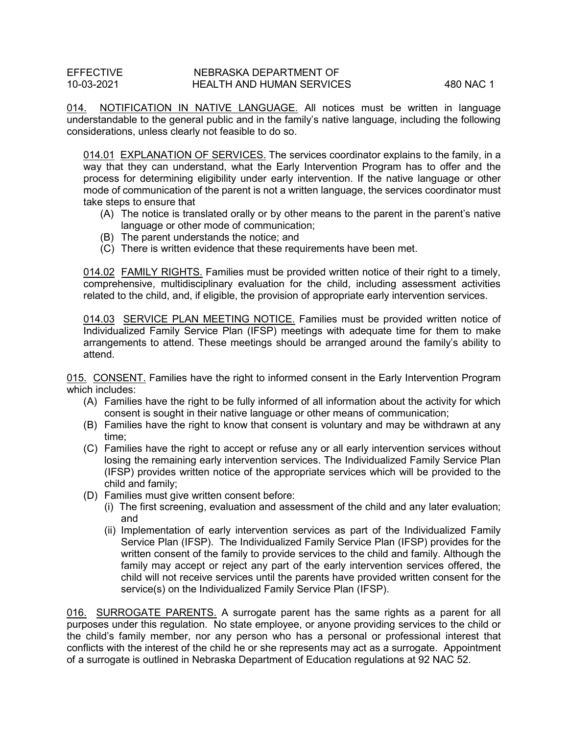014. <u>NOTIFICATION IN NATIVE LANGUAGE.</u> All notices must be written in language understandable to the general public and in the family's native language, including the following considerations, unless clearly not feasible to do so.

014.01 <u>EXPLANATION OF SERVICES.</u> The services coordinator explains to the family, in a way that they can understand, what the Early Intervention Program has to offer and the process for determining eligibility under early intervention. If the native language or other mode of communication of the parent is not a written language, the services coordinator must take steps to ensure that

(A) The notice is translated orally or by other means to the parent in the parent's native language or other mode of communication;
(B) The parent understands the notice; and
(C) There is written evidence that these requirements have been met.

014.02 <u>FAMILY RIGHTS.</u> Families must be provided written notice of their right to a timely, comprehensive, multidisciplinary evaluation for the child, including assessment activities related to the child, and, if eligible, the provision of appropriate early intervention services.

014.03 <u>SERVICE PLAN MEETING NOTICE.</u> Families must be provided written notice of Individualized Family Service Plan (IFSP) meetings with adequate time for them to make arrangements to attend. These meetings should be arranged around the family's ability to attend.

015. <u>CONSENT.</u> Families have the right to informed consent in the Early Intervention Program which includes:

(A) Families have the right to be fully informed of all information about the activity for which consent is sought in their native language or other means of communication;
(B) Families have the right to know that consent is voluntary and may be withdrawn at any time;
(C) Families have the right to accept or refuse any or all early intervention services without losing the remaining early intervention services. The Individualized Family Service Plan (IFSP) provides written notice of the appropriate services which will be provided to the child and family;
(D) Families must give written consent before:
   (i) The first screening, evaluation and assessment of the child and any later evaluation; and
   (ii) Implementation of early intervention services as part of the Individualized Family Service Plan (IFSP). The Individualized Family Service Plan (IFSP) provides for the written consent of the family to provide services to the child and family. Although the family may accept or reject any part of the early intervention services offered, the child will not receive services until the parents have provided written consent for the service(s) on the Individualized Family Service Plan (IFSP).

016. <u>SURROGATE PARENTS.</u> A surrogate parent has the same rights as a parent for all purposes under this regulation. No state employee, or anyone providing services to the child or the child's family member, nor any person who has a personal or professional interest that conflicts with the interest of the child he or she represents may act as a surrogate. Appointment of a surrogate is outlined in Nebraska Department of Education regulations at 92 NAC 52.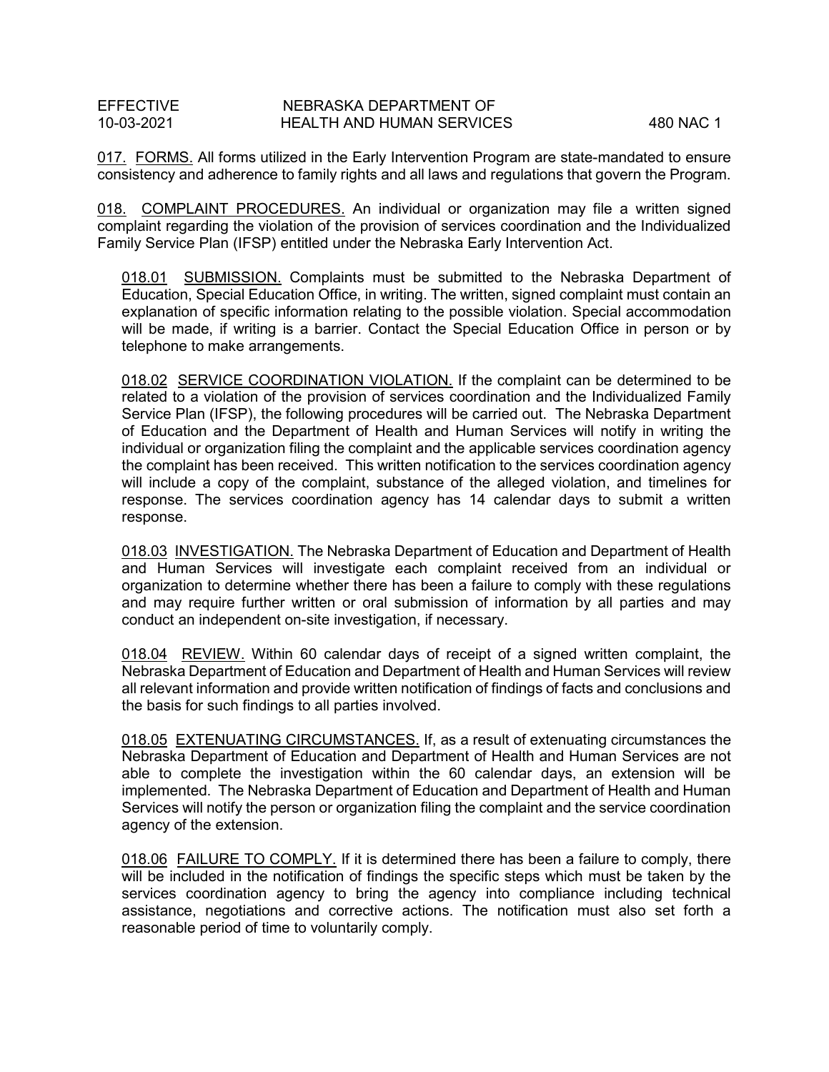017. FORMS. All forms utilized in the Early Intervention Program are state-mandated to ensure consistency and adherence to family rights and all laws and regulations that govern the Program.

018. COMPLAINT PROCEDURES. An individual or organization may file a written signed complaint regarding the violation of the provision of services coordination and the Individualized Family Service Plan (IFSP) entitled under the Nebraska Early Intervention Act.

018.01 SUBMISSION. Complaints must be submitted to the Nebraska Department of Education, Special Education Office, in writing. The written, signed complaint must contain an explanation of specific information relating to the possible violation. Special accommodation will be made, if writing is a barrier. Contact the Special Education Office in person or by telephone to make arrangements.

018.02 SERVICE COORDINATION VIOLATION. If the complaint can be determined to be related to a violation of the provision of services coordination and the Individualized Family Service Plan (IFSP), the following procedures will be carried out. The Nebraska Department of Education and the Department of Health and Human Services will notify in writing the individual or organization filing the complaint and the applicable services coordination agency the complaint has been received. This written notification to the services coordination agency will include a copy of the complaint, substance of the alleged violation, and timelines for response. The services coordination agency has 14 calendar days to submit a written response.

018.03 INVESTIGATION. The Nebraska Department of Education and Department of Health and Human Services will investigate each complaint received from an individual or organization to determine whether there has been a failure to comply with these regulations and may require further written or oral submission of information by all parties and may conduct an independent on-site investigation, if necessary.

018.04 REVIEW. Within 60 calendar days of receipt of a signed written complaint, the Nebraska Department of Education and Department of Health and Human Services will review all relevant information and provide written notification of findings of facts and conclusions and the basis for such findings to all parties involved.

018.05 EXTENUATING CIRCUMSTANCES. If, as a result of extenuating circumstances the Nebraska Department of Education and Department of Health and Human Services are not able to complete the investigation within the 60 calendar days, an extension will be implemented. The Nebraska Department of Education and Department of Health and Human Services will notify the person or organization filing the complaint and the service coordination agency of the extension.

018.06 FAILURE TO COMPLY. If it is determined there has been a failure to comply, there will be included in the notification of findings the specific steps which must be taken by the services coordination agency to bring the agency into compliance including technical assistance, negotiations and corrective actions. The notification must also set forth a reasonable period of time to voluntarily comply.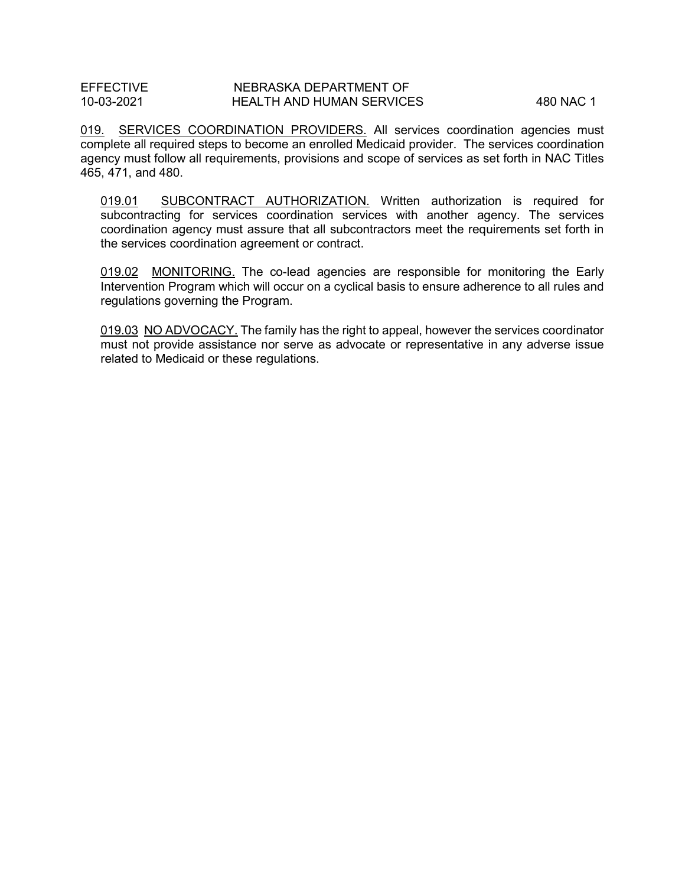019. SERVICES COORDINATION PROVIDERS. All services coordination agencies must complete all required steps to become an enrolled Medicaid provider. The services coordination agency must follow all requirements, provisions and scope of services as set forth in NAC Titles 465, 471, and 480.

019.01 SUBCONTRACT AUTHORIZATION. Written authorization is required for subcontracting for services coordination services with another agency. The services coordination agency must assure that all subcontractors meet the requirements set forth in the services coordination agreement or contract.

019.02 MONITORING. The co-lead agencies are responsible for monitoring the Early Intervention Program which will occur on a cyclical basis to ensure adherence to all rules and regulations governing the Program.

019.03 NO ADVOCACY. The family has the right to appeal, however the services coordinator must not provide assistance nor serve as advocate or representative in any adverse issue related to Medicaid or these regulations.